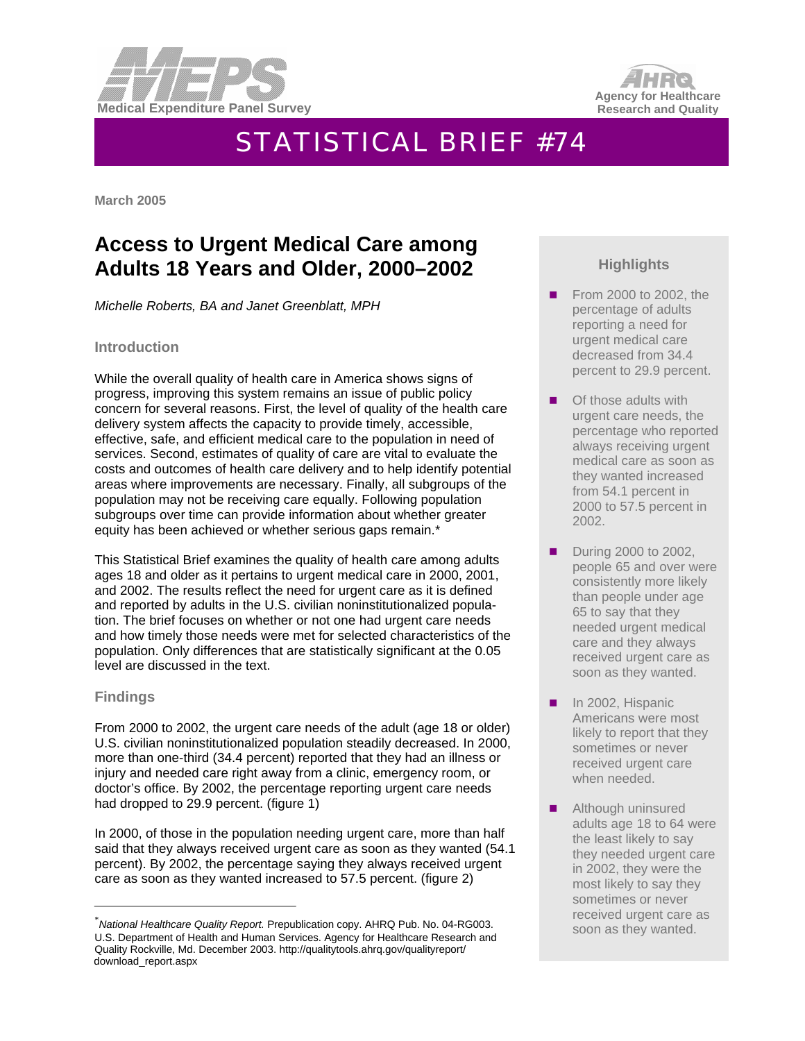Medical Expenditure Panel Survey

Agency for Healthcare Research and Quality

# STATISTICAL BRIEF #74

**March 2005**

## Access to Urgent Medical Care among Adults 18 Years and Older, 2000–2002

*Michelle Roberts, BA and Janet Greenblatt, MPH*

### Introduction

While the overall quality of health care in America shows signs of progress, improving this system remains an issue of public policy concern for several reasons. First, the level of quality of the health care delivery system affects the capacity to provide timely, accessible, effective, safe, and efficient medical care to the population in need of services. Second, estimates of quality of care are vital to evaluate the costs and outcomes of health care delivery and to help identify potential areas where improvements are necessary. Finally, all subgroups of the population may not be receiving care equally. Following population subgroups over time can provide information about whether greater equity has been achieved or whether serious gaps remain.*

This Statistical Brief examines the quality of health care among adults ages 18 and older as it pertains to urgent medical care in 2000, 2001, and 2002. The results reflect the need for urgent care as it is defined and reported by adults in the U.S. civilian noninstitutionalized population. The brief focuses on whether or not one had urgent care needs and how timely those needs were met for selected characteristics of the population. Only differences that are statistically significant at the 0.05 level are discussed in the text.

### Findings

From 2000 to 2002, the urgent care needs of the adult (age 18 or older) U.S. civilian noninstitutionalized population steadily decreased. In 2000, more than one-third (34.4 percent) reported that they had an illness or injury and needed care right away from a clinic, emergency room, or doctor's office. By 2002, the percentage reporting urgent care needs had dropped to 29.9 percent. (figure 1)

In 2000, of those in the population needing urgent care, more than half said that they always received urgent care as soon as they wanted (54.1 percent). By 2002, the percentage saying they always received urgent care as soon as they wanted increased to 57.5 percent. (figure 2)

### Highlights

- From 2000 to 2002, the percentage of adults reporting a need for urgent medical care decreased from 34.4 percent to 29.9 percent.
- Of those adults with urgent care needs, the percentage who reported always receiving urgent medical care as soon as they wanted increased from 54.1 percent in 2000 to 57.5 percent in 2002.
- During 2000 to 2002, people 65 and over were consistently more likely than people under age 65 to say that they needed urgent medical care and they always received urgent care as soon as they wanted.
- In 2002, Hispanic Americans were most likely to report that they sometimes or never received urgent care when needed.
- Although uninsured adults age 18 to 64 were the least likely to say they needed urgent care in 2002, they were the most likely to say they sometimes or never received urgent care as soon as they wanted.

---

\* *National Healthcare Quality Report.* Prepublication copy. AHRQ Pub. No. 04-RG003. U.S. Department of Health and Human Services. Agency for Healthcare Research and Quality Rockville, Md. December 2003. http://qualitytools.ahrq.gov/qualityreport/download_report.aspx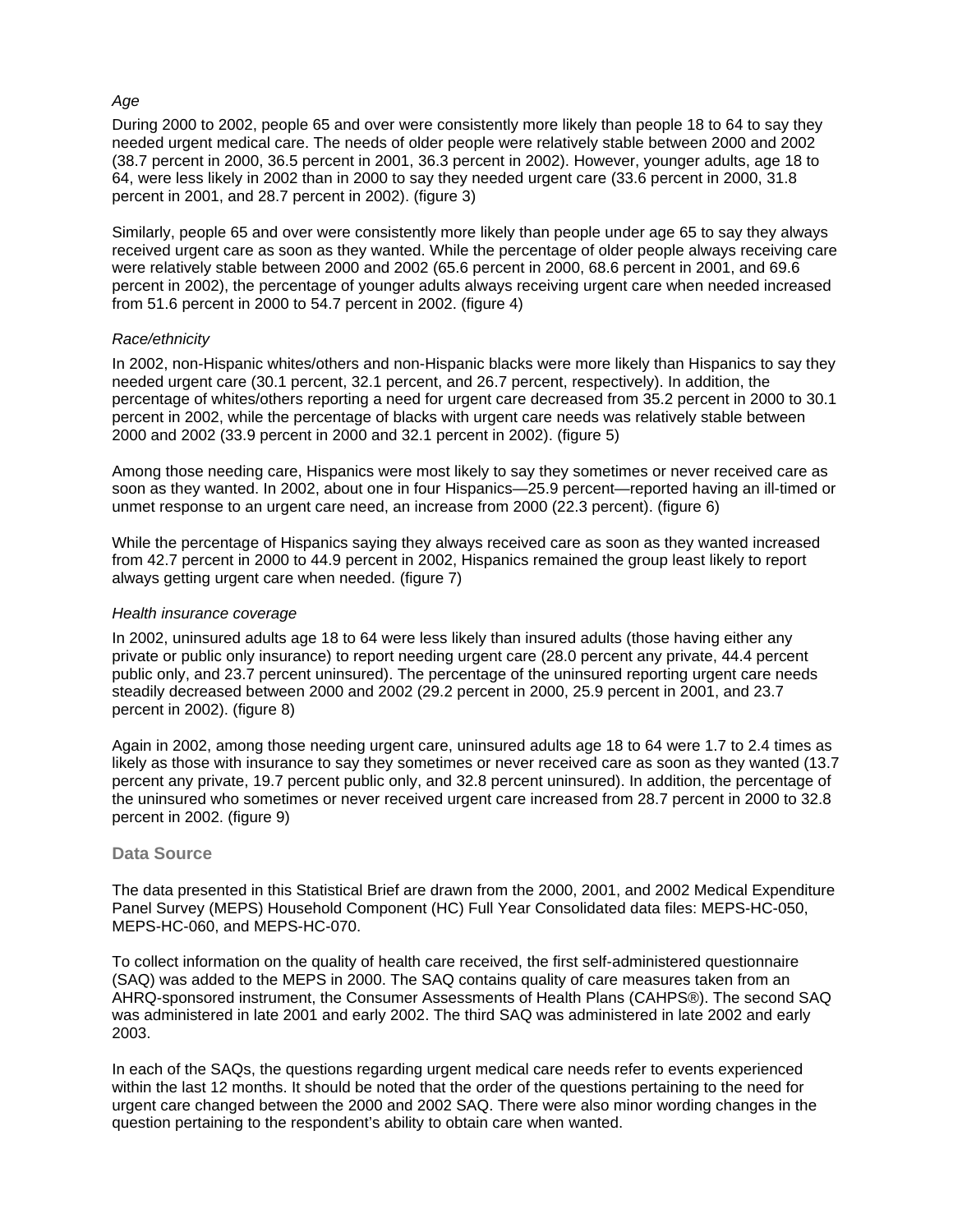*Age*

During 2000 to 2002, people 65 and over were consistently more likely than people 18 to 64 to say they needed urgent medical care. The needs of older people were relatively stable between 2000 and 2002 (38.7 percent in 2000, 36.5 percent in 2001, 36.3 percent in 2002). However, younger adults, age 18 to 64, were less likely in 2002 than in 2000 to say they needed urgent care (33.6 percent in 2000, 31.8 percent in 2001, and 28.7 percent in 2002). (figure 3)

Similarly, people 65 and over were consistently more likely than people under age 65 to say they always received urgent care as soon as they wanted. While the percentage of older people always receiving care were relatively stable between 2000 and 2002 (65.6 percent in 2000, 68.6 percent in 2001, and 69.6 percent in 2002), the percentage of younger adults always receiving urgent care when needed increased from 51.6 percent in 2000 to 54.7 percent in 2002. (figure 4)

*Race/ethnicity*

In 2002, non-Hispanic whites/others and non-Hispanic blacks were more likely than Hispanics to say they needed urgent care (30.1 percent, 32.1 percent, and 26.7 percent, respectively). In addition, the percentage of whites/others reporting a need for urgent care decreased from 35.2 percent in 2000 to 30.1 percent in 2002, while the percentage of blacks with urgent care needs was relatively stable between 2000 and 2002 (33.9 percent in 2000 and 32.1 percent in 2002). (figure 5)

Among those needing care, Hispanics were most likely to say they sometimes or never received care as soon as they wanted. In 2002, about one in four Hispanics—25.9 percent—reported having an ill-timed or unmet response to an urgent care need, an increase from 2000 (22.3 percent). (figure 6)

While the percentage of Hispanics saying they always received care as soon as they wanted increased from 42.7 percent in 2000 to 44.9 percent in 2002, Hispanics remained the group least likely to report always getting urgent care when needed. (figure 7)

*Health insurance coverage*

In 2002, uninsured adults age 18 to 64 were less likely than insured adults (those having either any private or public only insurance) to report needing urgent care (28.0 percent any private, 44.4 percent public only, and 23.7 percent uninsured). The percentage of the uninsured reporting urgent care needs steadily decreased between 2000 and 2002 (29.2 percent in 2000, 25.9 percent in 2001, and 23.7 percent in 2002). (figure 8)

Again in 2002, among those needing urgent care, uninsured adults age 18 to 64 were 1.7 to 2.4 times as likely as those with insurance to say they sometimes or never received care as soon as they wanted (13.7 percent any private, 19.7 percent public only, and 32.8 percent uninsured). In addition, the percentage of the uninsured who sometimes or never received urgent care increased from 28.7 percent in 2000 to 32.8 percent in 2002. (figure 9)

## Data Source

The data presented in this Statistical Brief are drawn from the 2000, 2001, and 2002 Medical Expenditure Panel Survey (MEPS) Household Component (HC) Full Year Consolidated data files: MEPS-HC-050, MEPS-HC-060, and MEPS-HC-070.

To collect information on the quality of health care received, the first self-administered questionnaire (SAQ) was added to the MEPS in 2000. The SAQ contains quality of care measures taken from an AHRQ-sponsored instrument, the Consumer Assessments of Health Plans (CAHPS®). The second SAQ was administered in late 2001 and early 2002. The third SAQ was administered in late 2002 and early 2003.

In each of the SAQs, the questions regarding urgent medical care needs refer to events experienced within the last 12 months. It should be noted that the order of the questions pertaining to the need for urgent care changed between the 2000 and 2002 SAQ. There were also minor wording changes in the question pertaining to the respondent's ability to obtain care when wanted.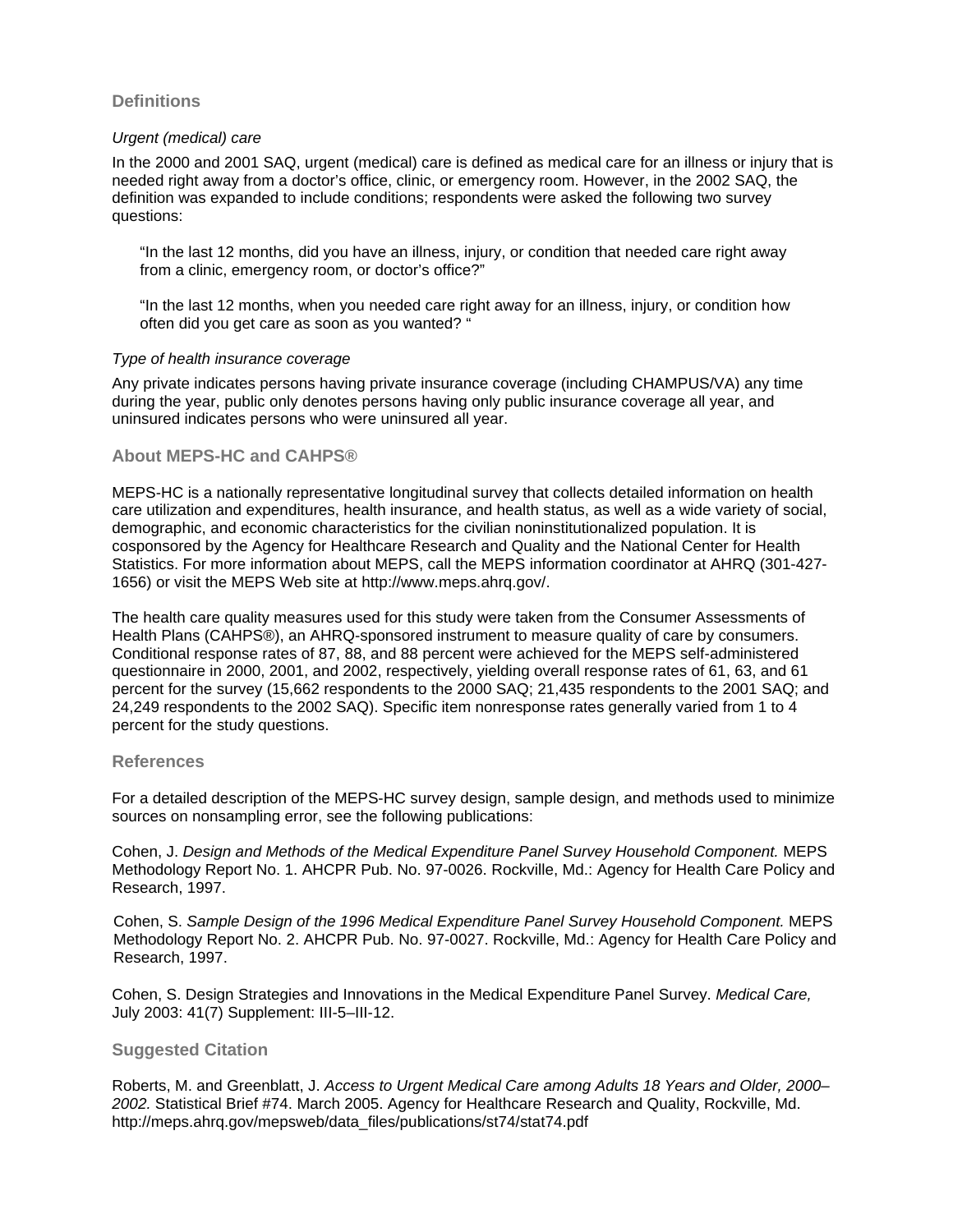## Definitions

*Urgent (medical) care*

In the 2000 and 2001 SAQ, urgent (medical) care is defined as medical care for an illness or injury that is needed right away from a doctor's office, clinic, or emergency room. However, in the 2002 SAQ, the definition was expanded to include conditions; respondents were asked the following two survey questions:

> "In the last 12 months, did you have an illness, injury, or condition that needed care right away from a clinic, emergency room, or doctor's office?"
>
> "In the last 12 months, when you needed care right away for an illness, injury, or condition how often did you get care as soon as you wanted? "

*Type of health insurance coverage*

Any private indicates persons having private insurance coverage (including CHAMPUS/VA) any time during the year, public only denotes persons having only public insurance coverage all year, and uninsured indicates persons who were uninsured all year.

## About MEPS-HC and CAHPS®

MEPS-HC is a nationally representative longitudinal survey that collects detailed information on health care utilization and expenditures, health insurance, and health status, as well as a wide variety of social, demographic, and economic characteristics for the civilian noninstitutionalized population. It is cosponsored by the Agency for Healthcare Research and Quality and the National Center for Health Statistics. For more information about MEPS, call the MEPS information coordinator at AHRQ (301-427-1656) or visit the MEPS Web site at http://www.meps.ahrq.gov/.

The health care quality measures used for this study were taken from the Consumer Assessments of Health Plans (CAHPS®), an AHRQ-sponsored instrument to measure quality of care by consumers. Conditional response rates of 87, 88, and 88 percent were achieved for the MEPS self-administered questionnaire in 2000, 2001, and 2002, respectively, yielding overall response rates of 61, 63, and 61 percent for the survey (15,662 respondents to the 2000 SAQ; 21,435 respondents to the 2001 SAQ; and 24,249 respondents to the 2002 SAQ). Specific item nonresponse rates generally varied from 1 to 4 percent for the study questions.

## References

For a detailed description of the MEPS-HC survey design, sample design, and methods used to minimize sources on nonsampling error, see the following publications:

Cohen, J. *Design and Methods of the Medical Expenditure Panel Survey Household Component.* MEPS Methodology Report No. 1. AHCPR Pub. No. 97-0026. Rockville, Md.: Agency for Health Care Policy and Research, 1997.

Cohen, S. *Sample Design of the 1996 Medical Expenditure Panel Survey Household Component.* MEPS Methodology Report No. 2. AHCPR Pub. No. 97-0027. Rockville, Md.: Agency for Health Care Policy and Research, 1997.

Cohen, S. Design Strategies and Innovations in the Medical Expenditure Panel Survey. *Medical Care,* July 2003: 41(7) Supplement: III-5–III-12.

## Suggested Citation

Roberts, M. and Greenblatt, J. *Access to Urgent Medical Care among Adults 18 Years and Older, 2000–2002.* Statistical Brief #74. March 2005. Agency for Healthcare Research and Quality, Rockville, Md. http://meps.ahrq.gov/mepsweb/data_files/publications/st74/stat74.pdf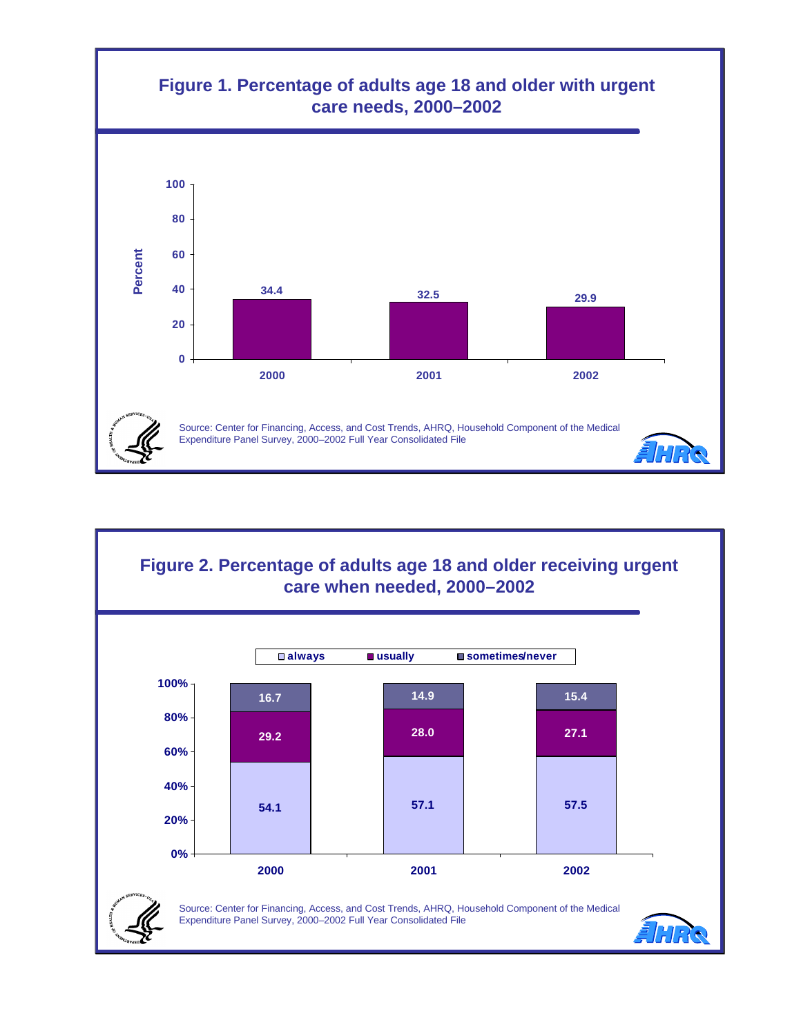## Figure 1. Percentage of adults age 18 and older with urgent care needs, 2000–2002

Percent

100
80
60
40
20
0

34.4
32.5
29.9

2000
2001
2002

Source: Center for Financing, Access, and Cost Trends, AHRQ, Household Component of the Medical Expenditure Panel Survey, 2000–2002 Full Year Consolidated File

## Figure 2. Percentage of adults age 18 and older receiving urgent care when needed, 2000–2002

always
usually
sometimes/never

100%
80%
60%
40%
20%
0%

2000: 54.1, 29.2, 16.7
2001: 57.1, 28.0, 14.9
2002: 57.5, 27.1, 15.4

Source: Center for Financing, Access, and Cost Trends, AHRQ, Household Component of the Medical Expenditure Panel Survey, 2000–2002 Full Year Consolidated File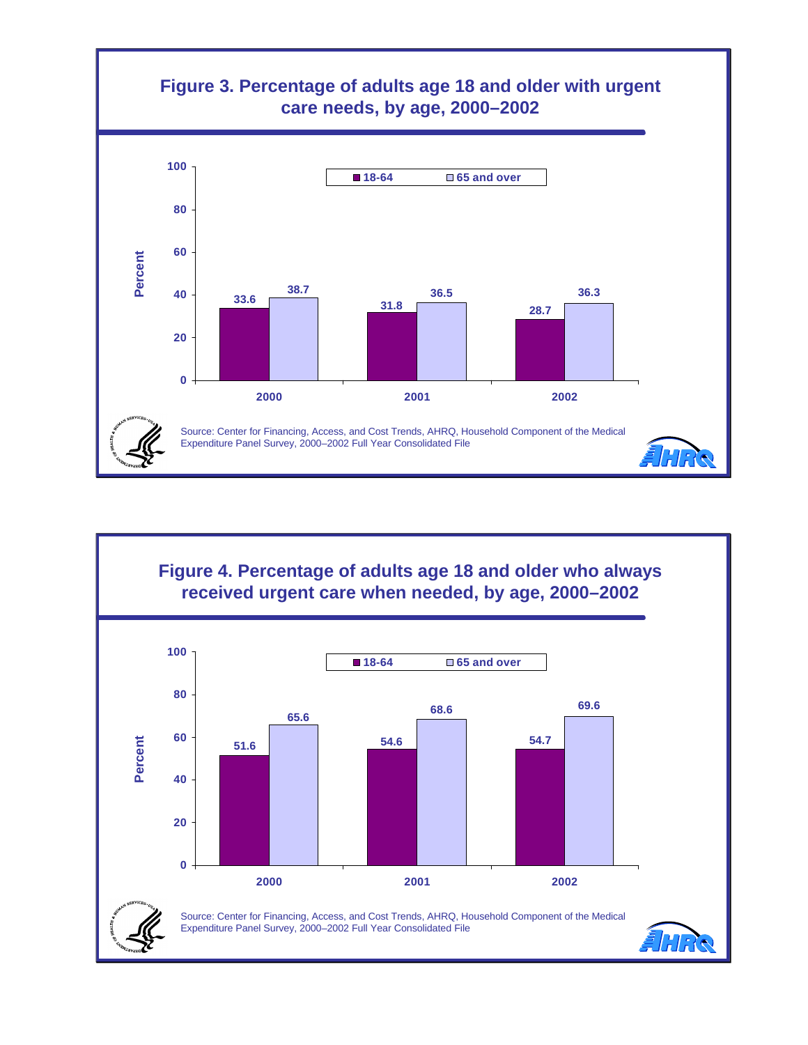## Figure 3. Percentage of adults age 18 and older with urgent care needs, by age, 2000–2002

| Year | 18-64 | 65 and over |
|---|---|---|
| 2000 | 33.6 | 38.7 |
| 2001 | 31.8 | 36.5 |
| 2002 | 28.7 | 36.3 |

Source: Center for Financing, Access, and Cost Trends, AHRQ, Household Component of the Medical Expenditure Panel Survey, 2000–2002 Full Year Consolidated File

## Figure 4. Percentage of adults age 18 and older who always received urgent care when needed, by age, 2000–2002

| Year | 18-64 | 65 and over |
|---|---|---|
| 2000 | 51.6 | 65.6 |
| 2001 | 54.6 | 68.6 |
| 2002 | 54.7 | 69.6 |

Source: Center for Financing, Access, and Cost Trends, AHRQ, Household Component of the Medical Expenditure Panel Survey, 2000–2002 Full Year Consolidated File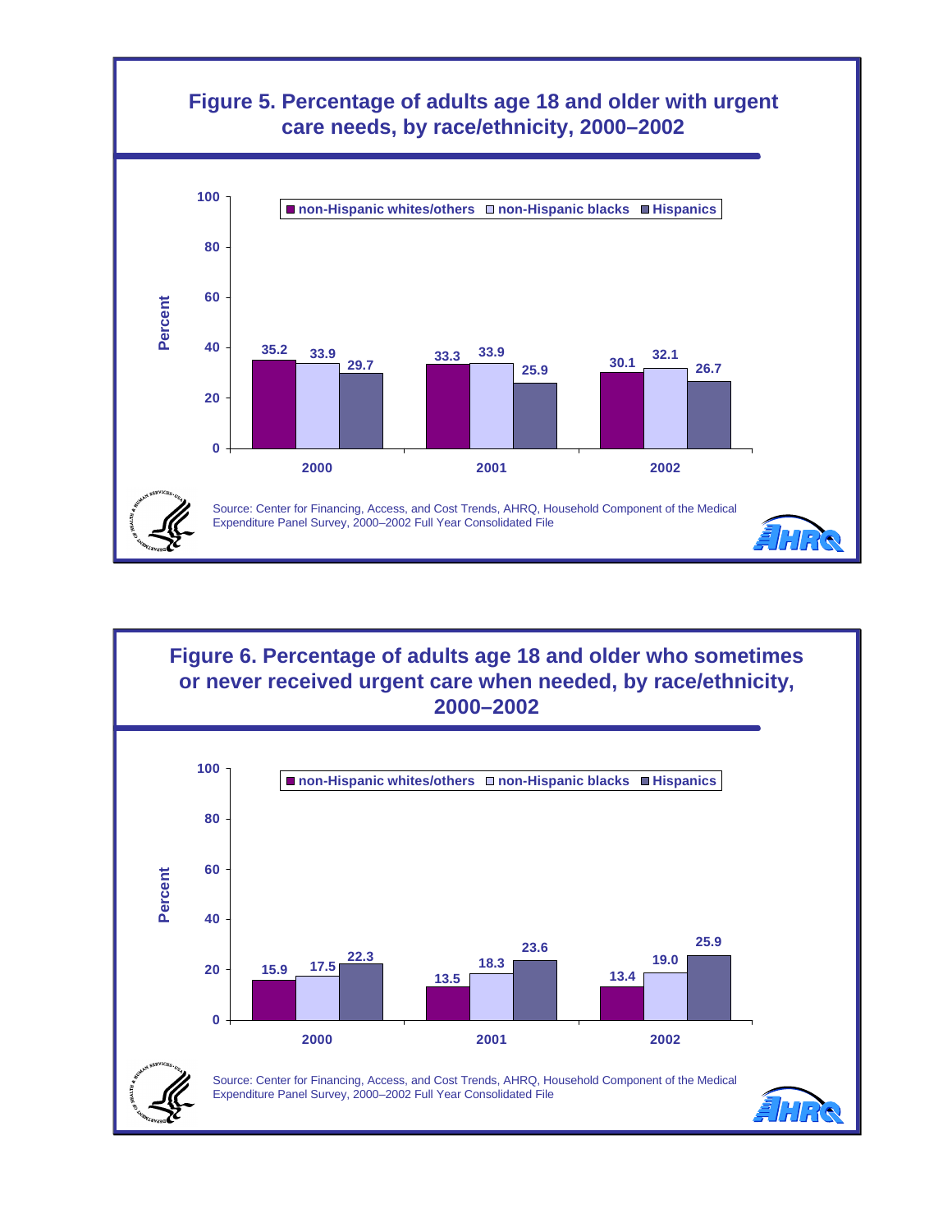## Figure 5. Percentage of adults age 18 and older with urgent care needs, by race/ethnicity, 2000–2002

non-Hispanic whites/others
non-Hispanic blacks
Hispanics

Percent

100
80
60
40
20
0

35.2 33.9 29.7
33.3 33.9 25.9
30.1 32.1 26.7

2000
2001
2002

Source: Center for Financing, Access, and Cost Trends, AHRQ, Household Component of the Medical Expenditure Panel Survey, 2000–2002 Full Year Consolidated File

## Figure 6. Percentage of adults age 18 and older who sometimes or never received urgent care when needed, by race/ethnicity, 2000–2002

non-Hispanic whites/others
non-Hispanic blacks
Hispanics

Percent

100
80
60
40
20
0

15.9 17.5 22.3
13.5 18.3 23.6
13.4 19.0 25.9

2000
2001
2002

Source: Center for Financing, Access, and Cost Trends, AHRQ, Household Component of the Medical Expenditure Panel Survey, 2000–2002 Full Year Consolidated File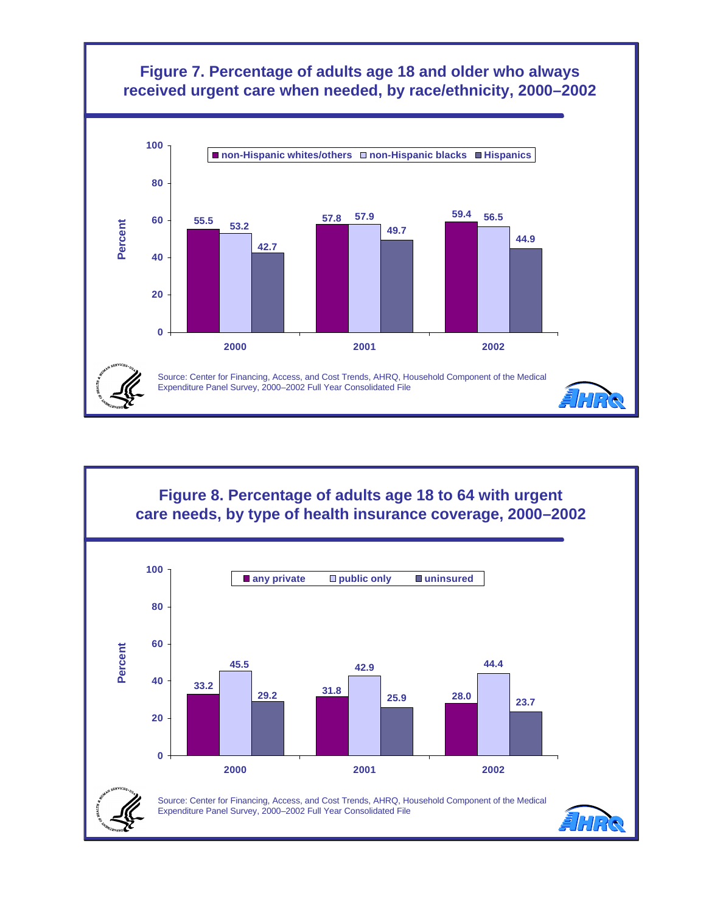## Figure 7. Percentage of adults age 18 and older who always received urgent care when needed, by race/ethnicity, 2000–2002

100
80
60
40
20
0

Percent

■ non-Hispanic whites/others ■ non-Hispanic blacks ■ Hispanics

55.5
53.2
42.7
57.8
57.9
49.7
59.4
56.5
44.9

2000
2001
2002

Source: Center for Financing, Access, and Cost Trends, AHRQ, Household Component of the Medical Expenditure Panel Survey, 2000–2002 Full Year Consolidated File

## Figure 8. Percentage of adults age 18 to 64 with urgent care needs, by type of health insurance coverage, 2000–2002

100
80
60
40
20
0

Percent

■ any private ■ public only ■ uninsured

33.2
45.5
29.2
31.8
42.9
25.9
28.0
44.4
23.7

2000
2001
2002

Source: Center for Financing, Access, and Cost Trends, AHRQ, Household Component of the Medical Expenditure Panel Survey, 2000–2002 Full Year Consolidated File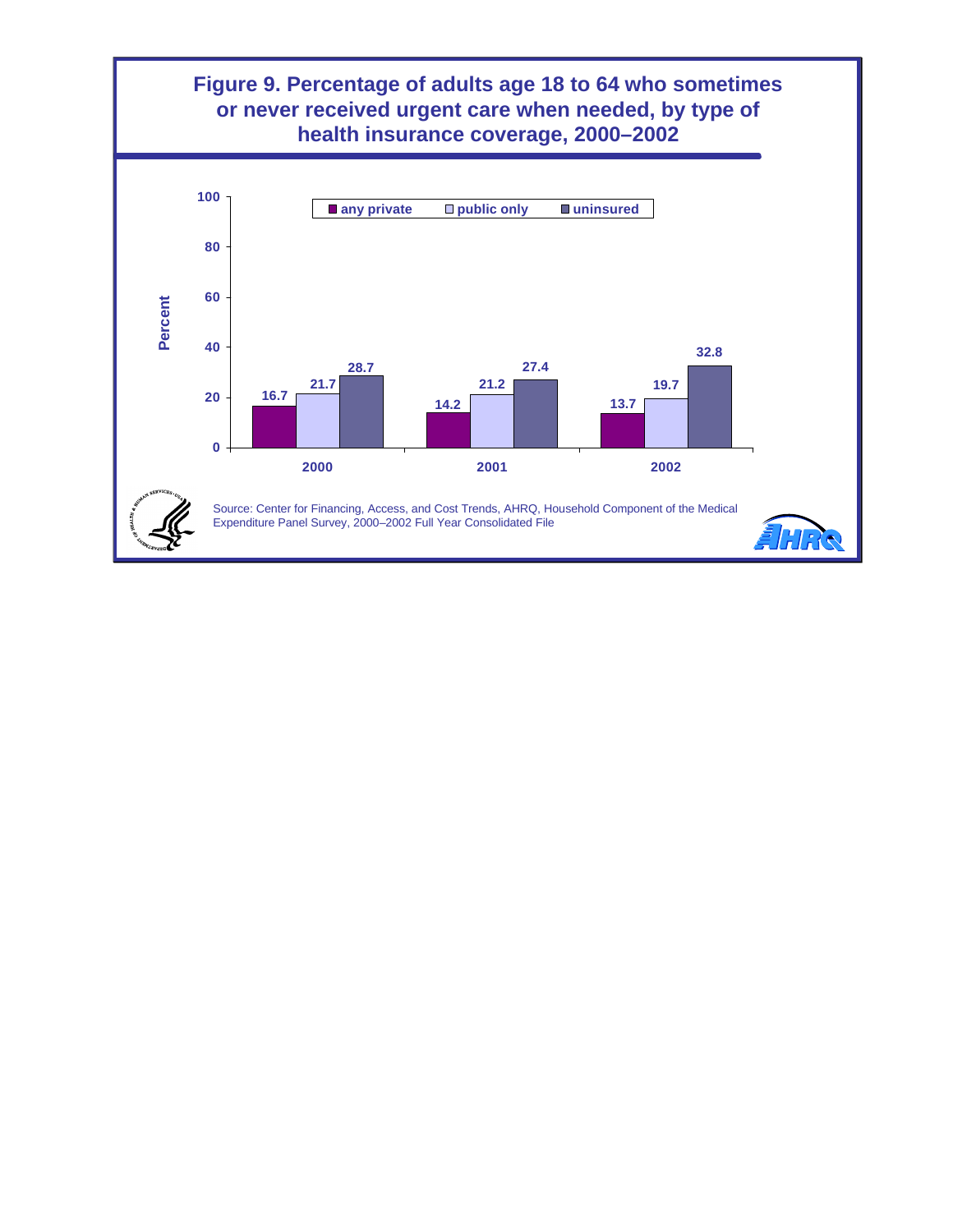**Figure 9. Percentage of adults age 18 to 64 who sometimes or never received urgent care when needed, by type of health insurance coverage, 2000–2002**

Percent

100
80
60
40
20
0

any private
public only
uninsured

16.7
21.7
28.7
2000

14.2
21.2
27.4
2001

13.7
19.7
32.8
2002

Source: Center for Financing, Access, and Cost Trends, AHRQ, Household Component of the Medical Expenditure Panel Survey, 2000–2002 Full Year Consolidated File